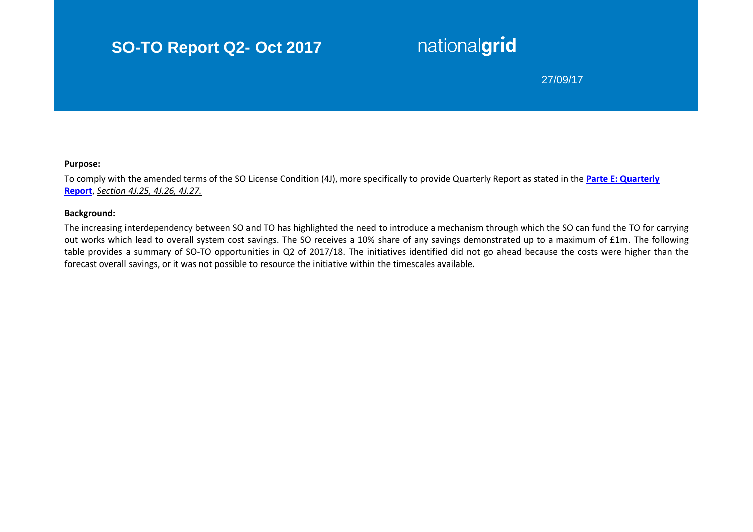# SO-TO Report Q2- Oct 2017

nationalgrid

27/09/17

**Purpose:**

To comply with the amended terms of the SO License Condition (4J), more specifically to provide Quarterly Report as stated in the **Parte E: Quarterly Report**, *Section 4J.25, 4J.26, 4J.27.*

**Background:**

The increasing interdependency between SO and TO has highlighted the need to introduce a mechanism through which the SO can fund the TO for carrying out works which lead to overall system cost savings. The SO receives a 10% share of any savings demonstrated up to a maximum of £1m. The following table provides a summary of SO-TO opportunities in Q2 of 2017/18. The initiatives identified did not go ahead because the costs were higher than the forecast overall savings, or it was not possible to resource the initiative within the timescales available.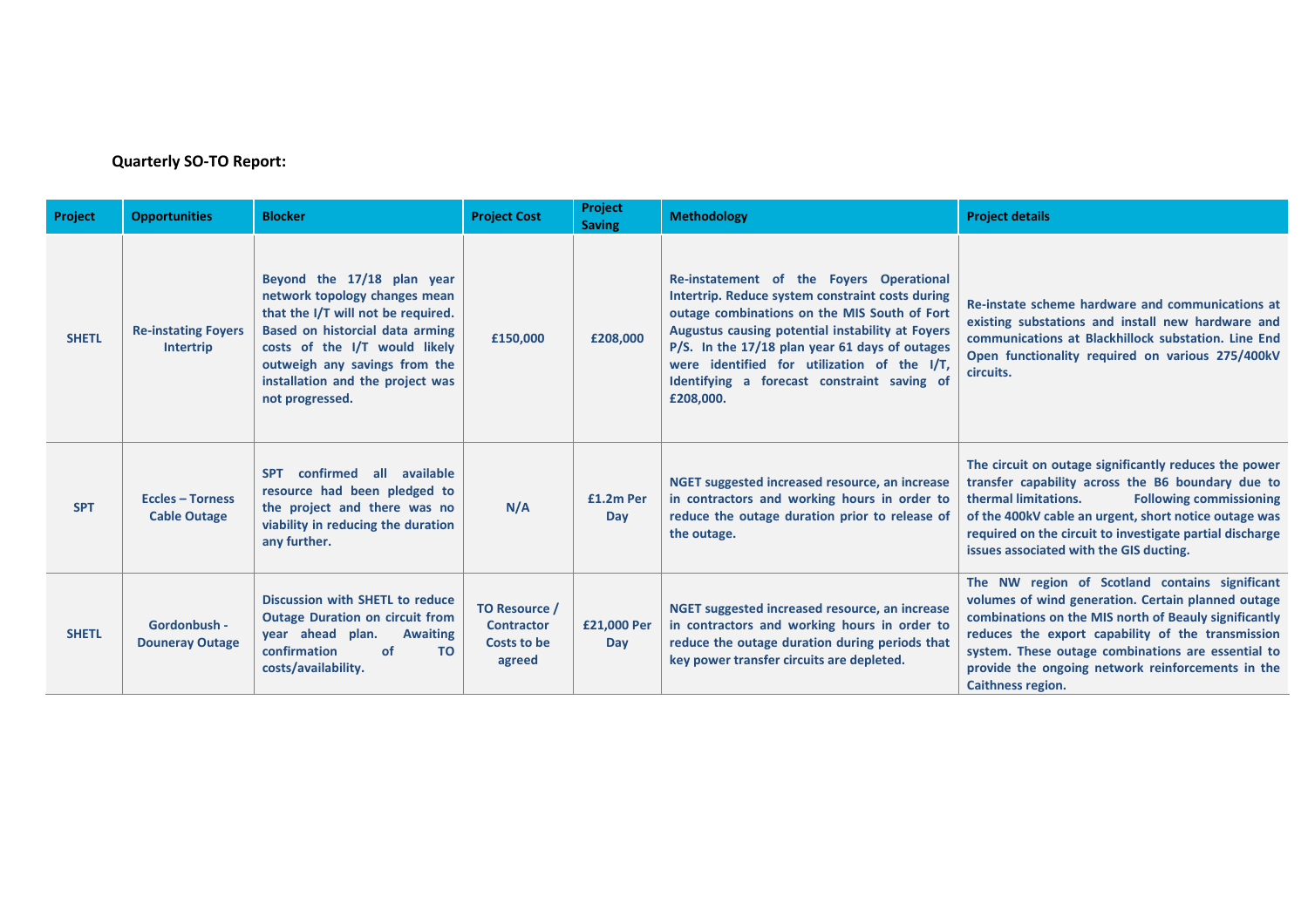**Quarterly SO-TO Report:**

| Project | Opportunities | Blocker | Project Cost | Project Saving | Methodology | Project details |
|---|---|---|---|---|---|---|
| SHETL | Re-instating Foyers Intertrip | Beyond the 17/18 plan year network topology changes mean that the I/T will not be required. Based on historcial data arming costs of the I/T would likely outweigh any savings from the installation and the project was not progressed. | £150,000 | £208,000 | Re-instatement of the Foyers Operational Intertrip. Reduce system constraint costs during outage combinations on the MIS South of Fort Augustus causing potential instability at Foyers P/S. In the 17/18 plan year 61 days of outages were identified for utilization of the I/T, Identifying a forecast constraint saving of £208,000. | Re-instate scheme hardware and communications at existing substations and install new hardware and communications at Blackhillock substation. Line End Open functionality required on various 275/400kV circuits. |
| SPT | Eccles – Torness Cable Outage | SPT confirmed all available resource had been pledged to the project and there was no viability in reducing the duration any further. | N/A | £1.2m Per Day | NGET suggested increased resource, an increase in contractors and working hours in order to reduce the outage duration prior to release of the outage. | The circuit on outage significantly reduces the power transfer capability across the B6 boundary due to thermal limitations. Following commissioning of the 400kV cable an urgent, short notice outage was required on the circuit to investigate partial discharge issues associated with the GIS ducting. |
| SHETL | Gordonbush - Douneray Outage | Discussion with SHETL to reduce Outage Duration on circuit from year ahead plan. Awaiting confirmation of TO costs/availability. | TO Resource / Contractor Costs to be agreed | £21,000 Per Day | NGET suggested increased resource, an increase in contractors and working hours in order to reduce the outage duration during periods that key power transfer circuits are depleted. | The NW region of Scotland contains significant volumes of wind generation. Certain planned outage combinations on the MIS north of Beauly significantly reduces the export capability of the transmission system. These outage combinations are essential to provide the ongoing network reinforcements in the Caithness region. |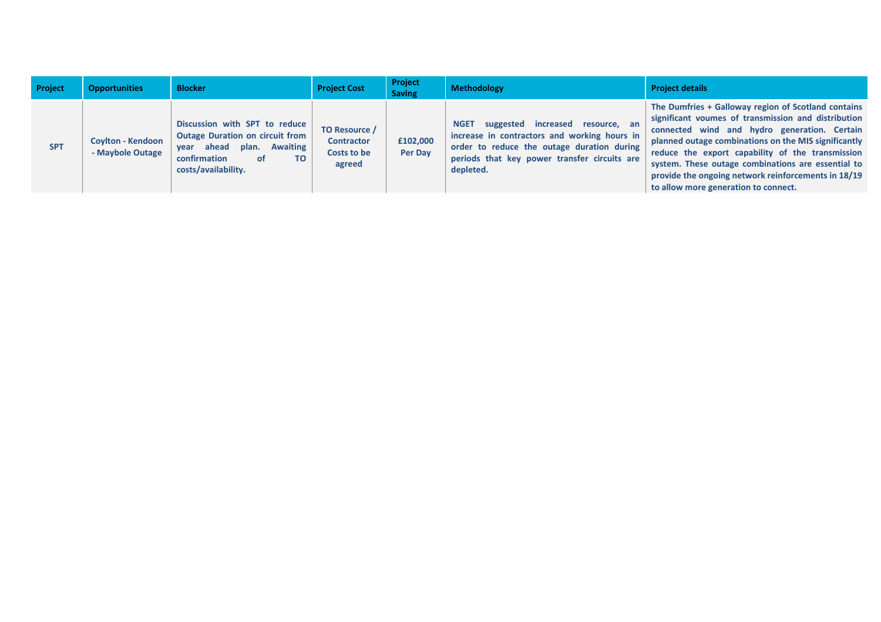| Project | Opportunities | Blocker | Project Cost | Project Saving | Methodology | Project details |
|---|---|---|---|---|---|---|
| SPT | Coylton - Kendoon - Maybole Outage | Discussion with SPT to reduce Outage Duration on circuit from year ahead plan. Awaiting confirmation of TO costs/availability. | TO Resource / Contractor Costs to be agreed | £102,000 Per Day | NGET suggested increased resource, an increase in contractors and working hours in order to reduce the outage duration during periods that key power transfer circuits are depleted. | The Dumfries + Galloway region of Scotland contains significant voumes of transmission and distribution connected wind and hydro generation. Certain planned outage combinations on the MIS significantly reduce the export capability of the transmission system. These outage combinations are essential to provide the ongoing network reinforcements in 18/19 to allow more generation to connect. |